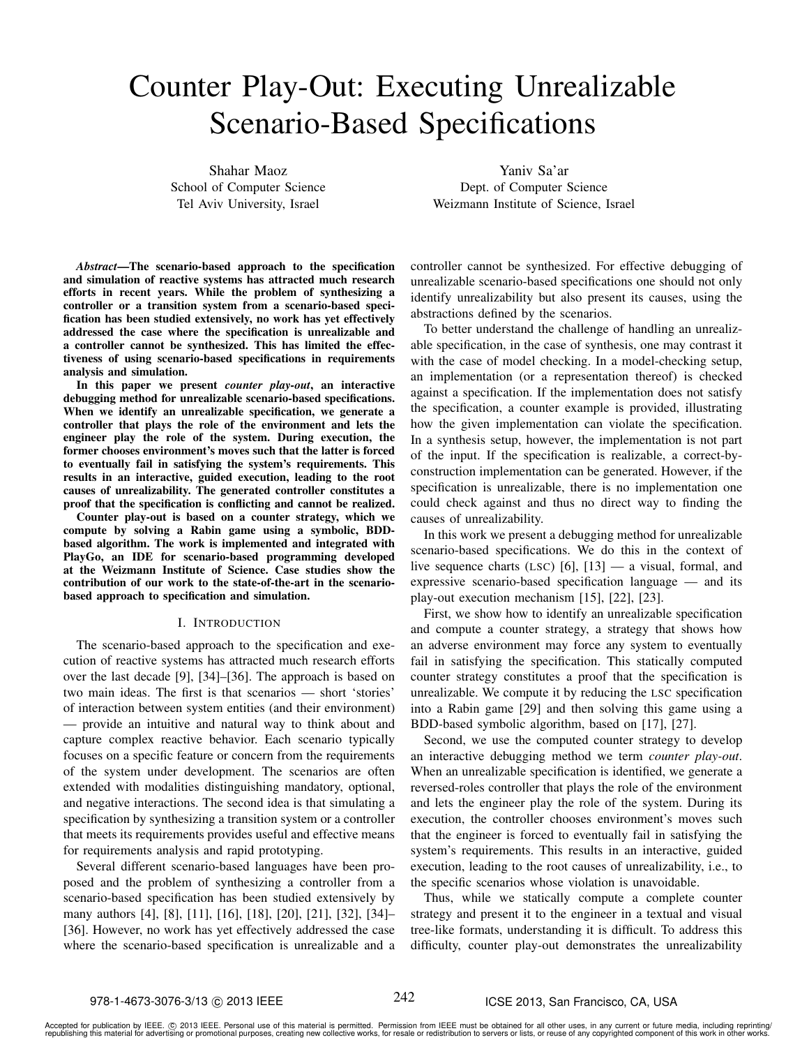# Counter Play-Out: Executing Unrealizable Scenario-Based Specifications

Shahar Maoz
School of Computer Science
Tel Aviv University, Israel

Yaniv Sa'ar
Dept. of Computer Science
Weizmann Institute of Science, Israel

***Abstract*—The scenario-based approach to the specification and simulation of reactive systems has attracted much research efforts in recent years. While the problem of synthesizing a controller or a transition system from a scenario-based specification has been studied extensively, no work has yet effectively addressed the case where the specification is unrealizable and a controller cannot be synthesized. This has limited the effectiveness of using scenario-based specifications in requirements analysis and simulation.**

**In this paper we present *counter play-out*, an interactive debugging method for unrealizable scenario-based specifications. When we identify an unrealizable specification, we generate a controller that plays the role of the environment and lets the engineer play the role of the system. During execution, the former chooses environment's moves such that the latter is forced to eventually fail in satisfying the system's requirements. This results in an interactive, guided execution, leading to the root causes of unrealizability. The generated controller constitutes a proof that the specification is conflicting and cannot be realized.**

**Counter play-out is based on a counter strategy, which we compute by solving a Rabin game using a symbolic, BDD-based algorithm. The work is implemented and integrated with PlayGo, an IDE for scenario-based programming developed at the Weizmann Institute of Science. Case studies show the contribution of our work to the state-of-the-art in the scenario-based approach to specification and simulation.**

## I. Introduction

The scenario-based approach to the specification and execution of reactive systems has attracted much research efforts over the last decade [9], [34]–[36]. The approach is based on two main ideas. The first is that scenarios — short 'stories' of interaction between system entities (and their environment) — provide an intuitive and natural way to think about and capture complex reactive behavior. Each scenario typically focuses on a specific feature or concern from the requirements of the system under development. The scenarios are often extended with modalities distinguishing mandatory, optional, and negative interactions. The second idea is that simulating a specification by synthesizing a transition system or a controller that meets its requirements provides useful and effective means for requirements analysis and rapid prototyping.

Several different scenario-based languages have been proposed and the problem of synthesizing a controller from a scenario-based specification has been studied extensively by many authors [4], [8], [11], [16], [18], [20], [21], [32], [34]–[36]. However, no work has yet effectively addressed the case where the scenario-based specification is unrealizable and a controller cannot be synthesized. For effective debugging of unrealizable scenario-based specifications one should not only identify unrealizability but also present its causes, using the abstractions defined by the scenarios.

To better understand the challenge of handling an unrealizable specification, in the case of synthesis, one may contrast it with the case of model checking. In a model-checking setup, an implementation (or a representation thereof) is checked against a specification. If the implementation does not satisfy the specification, a counter example is provided, illustrating how the given implementation can violate the specification. In a synthesis setup, however, the implementation is not part of the input. If the specification is realizable, a correct-by-construction implementation can be generated. However, if the specification is unrealizable, there is no implementation one could check against and thus no direct way to finding the causes of unrealizability.

In this work we present a debugging method for unrealizable scenario-based specifications. We do this in the context of live sequence charts (LSC) [6], [13] — a visual, formal, and expressive scenario-based specification language — and its play-out execution mechanism [15], [22], [23].

First, we show how to identify an unrealizable specification and compute a counter strategy, a strategy that shows how an adverse environment may force any system to eventually fail in satisfying the specification. This statically computed counter strategy constitutes a proof that the specification is unrealizable. We compute it by reducing the LSC specification into a Rabin game [29] and then solving this game using a BDD-based symbolic algorithm, based on [17], [27].

Second, we use the computed counter strategy to develop an interactive debugging method we term *counter play-out*. When an unrealizable specification is identified, we generate a reversed-roles controller that plays the role of the environment and lets the engineer play the role of the system. During its execution, the controller chooses environment's moves such that the engineer is forced to eventually fail in satisfying the system's requirements. This results in an interactive, guided execution, leading to the root causes of unrealizability, i.e., to the specific scenarios whose violation is unavoidable.

Thus, while we statically compute a complete counter strategy and present it to the engineer in a textual and visual tree-like formats, understanding it is difficult. To address this difficulty, counter play-out demonstrates the unrealizability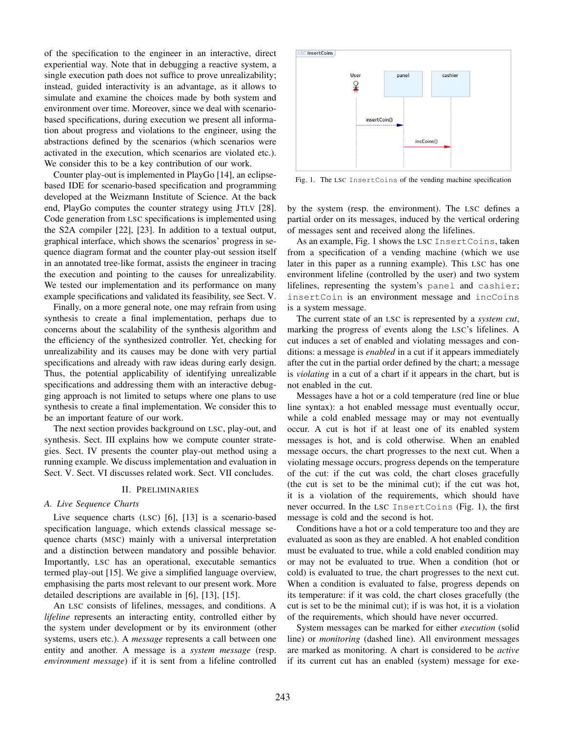of the specification to the engineer in an interactive, direct experiential way. Note that in debugging a reactive system, a single execution path does not suffice to prove unrealizability; instead, guided interactivity is an advantage, as it allows to simulate and examine the choices made by both system and environment over time. Moreover, since we deal with scenario-based specifications, during execution we present all information about progress and violations to the engineer, using the abstractions defined by the scenarios (which scenarios were activated in the execution, which scenarios are violated etc.). We consider this to be a key contribution of our work.

Counter play-out is implemented in PlayGo [14], an eclipse-based IDE for scenario-based specification and programming developed at the Weizmann Institute of Science. At the back end, PlayGo computes the counter strategy using JTLV [28]. Code generation from LSC specifications is implemented using the S2A compiler [22], [23]. In addition to a textual output, graphical interface, which shows the scenarios' progress in sequence diagram format and the counter play-out session itself in an annotated tree-like format, assists the engineer in tracing the execution and pointing to the causes for unrealizability. We tested our implementation and its performance on many example specifications and validated its feasibility, see Sect. V.

Finally, on a more general note, one may refrain from using synthesis to create a final implementation, perhaps due to concerns about the scalability of the synthesis algorithm and the efficiency of the synthesized controller. Yet, checking for unrealizability and its causes may be done with very partial specifications and already with raw ideas during early design. Thus, the potential applicability of identifying unrealizable specifications and addressing them with an interactive debugging approach is not limited to setups where one plans to use synthesis to create a final implementation. We consider this to be an important feature of our work.

The next section provides background on LSC, play-out, and synthesis. Sect. III explains how we compute counter strategies. Sect. IV presents the counter play-out method using a running example. We discuss implementation and evaluation in Sect. V. Sect. VI discusses related work. Sect. VII concludes.

## II. Preliminaries

### A. Live Sequence Charts

Live sequence charts (LSC) [6], [13] is a scenario-based specification language, which extends classical message sequence charts (MSC) mainly with a universal interpretation and a distinction between mandatory and possible behavior. Importantly, LSC has an operational, executable semantics termed play-out [15]. We give a simplified language overview, emphasising the parts most relevant to our present work. More detailed descriptions are available in [6], [13], [15].

An LSC consists of lifelines, messages, and conditions. A *lifeline* represents an interacting entity, controlled either by the system under development or by its environment (other systems, users etc.). A *message* represents a call between one entity and another. A message is a *system message* (resp. *environment message*) if it is sent from a lifeline controlled by the system (resp. the environment). The LSC defines a partial order on its messages, induced by the vertical ordering of messages sent and received along the lifelines.

LSC InsertCoins

User

panel

cashier

insertCoin()

incCoins()

Fig. 1. The LSC `InsertCoins` of the vending machine specification

As an example, Fig. 1 shows the LSC `InsertCoins`, taken from a specification of a vending machine (which we use later in this paper as a running example). This LSC has one environment lifeline (controlled by the user) and two system lifelines, representing the system's `panel` and `cashier`; `insertCoin` is an environment message and `incCoins` is a system message.

The current state of an LSC is represented by a *system cut*, marking the progress of events along the LSC's lifelines. A cut induces a set of enabled and violating messages and conditions: a message is *enabled* in a cut if it appears immediately after the cut in the partial order defined by the chart; a message is *violating* in a cut of a chart if it appears in the chart, but is not enabled in the cut.

Messages have a hot or a cold temperature (red line or blue line syntax): a hot enabled message must eventually occur, while a cold enabled message may or may not eventually occur. A cut is hot if at least one of its enabled system messages is hot, and is cold otherwise. When an enabled message occurs, the chart progresses to the next cut. When a violating message occurs, progress depends on the temperature of the cut: if the cut was cold, the chart closes gracefully (the cut is set to be the minimal cut); if the cut was hot, it is a violation of the requirements, which should have never occurred. In the LSC `InsertCoins` (Fig. 1), the first message is cold and the second is hot.

Conditions have a hot or a cold temperature too and they are evaluated as soon as they are enabled. A hot enabled condition must be evaluated to true, while a cold enabled condition may or may not be evaluated to true. When a condition (hot or cold) is evaluated to true, the chart progresses to the next cut. When a condition is evaluated to false, progress depends on its temperature: if it was cold, the chart closes gracefully (the cut is set to be the minimal cut); if is was hot, it is a violation of the requirements, which should have never occurred.

System messages can be marked for either *execution* (solid line) or *monitoring* (dashed line). All environment messages are marked as monitoring. A chart is considered to be *active* if its current cut has an enabled (system) message for exe-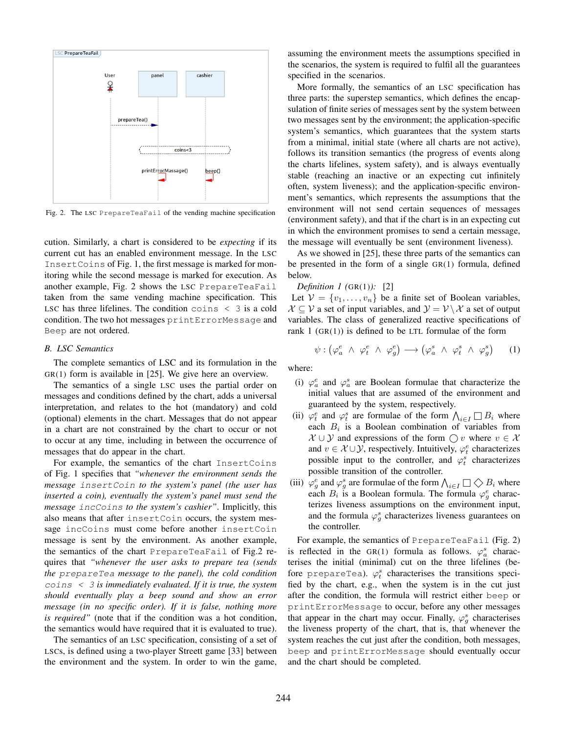Fig. 2. The LSC PrepareTeaFail of the vending machine specification

cution. Similarly, a chart is considered to be *expecting* if its current cut has an enabled environment message. In the LSC InsertCoins of Fig. 1, the first message is marked for monitoring while the second message is marked for execution. As another example, Fig. 2 shows the LSC PrepareTeaFail taken from the same vending machine specification. This LSC has three lifelines. The condition coins < 3 is a cold condition. The two hot messages printErrorMessage and Beep are not ordered.

### B. LSC Semantics

The complete semantics of LSC and its formulation in the GR(1) form is available in [25]. We give here an overview.

The semantics of a single LSC uses the partial order on messages and conditions defined by the chart, adds a universal interpretation, and relates to the hot (mandatory) and cold (optional) elements in the chart. Messages that do not appear in a chart are not constrained by the chart to occur or not to occur at any time, including in between the occurrence of messages that do appear in the chart.

For example, the semantics of the chart InsertCoins of Fig. 1 specifies that *"whenever the environment sends the message insertCoin to the system's panel (the user has inserted a coin), eventually the system's panel must send the message incCoins to the system's cashier"*. Implicitly, this also means that after insertCoin occurs, the system message incCoins must come before another insertCoin message is sent by the environment. As another example, the semantics of the chart PrepareTeaFail of Fig.2 requires that *"whenever the user asks to prepare tea (sends the prepareTea message to the panel), the cold condition coins < 3 is immediately evaluated. If it is true, the system should eventually play a beep sound and show an error message (in no specific order). If it is false, nothing more is required"* (note that if the condition was a hot condition, the semantics would have required that it is evaluated to true).

The semantics of an LSC specification, consisting of a set of LSCs, is defined using a two-player Streett game [33] between the environment and the system. In order to win the game, assuming the environment meets the assumptions specified in the scenarios, the system is required to fulfil all the guarantees specified in the scenarios.

More formally, the semantics of an LSC specification has three parts: the superstep semantics, which defines the encapsulation of finite series of messages sent by the system between two messages sent by the environment; the application-specific system's semantics, which guarantees that the system starts from a minimal, initial state (where all charts are not active), follows its transition semantics (the progress of events along the charts lifelines, system safety), and is always eventually stable (reaching an inactive or an expecting cut infinitely often, system liveness); and the application-specific environment's semantics, which represents the assumptions that the environment will not send certain sequences of messages (environment safety), and that if the chart is in an expecting cut in which the environment promises to send a certain message, the message will eventually be sent (environment liveness).

As we showed in [25], these three parts of the semantics can be presented in the form of a single GR(1) formula, defined below.

*Definition 1 (*GR(1)*):* [2]
Let $\mathcal{V} = \{v_1, \ldots, v_n\}$ be a finite set of Boolean variables, $\mathcal{X} \subseteq \mathcal{V}$ a set of input variables, and $\mathcal{Y} = \mathcal{V} \setminus \mathcal{X}$ a set of output variables. The class of generalized reactive specifications of rank 1 (GR(1)) is defined to be LTL formulae of the form

$$\psi : \left(\varphi_a^e \ \wedge \ \varphi_t^e \ \wedge \ \varphi_g^e\right) \longrightarrow \left(\varphi_a^s \ \wedge \ \varphi_t^s \ \wedge \ \varphi_g^s\right) \qquad (1)$$

where:

(i) $\varphi_a^e$ and $\varphi_a^s$ are Boolean formulae that characterize the initial values that are assumed of the environment and guaranteed by the system, respectively.

(ii) $\varphi_t^e$ and $\varphi_t^s$ are formulae of the form $\bigwedge_{i \in I} \Box B_i$ where each $B_i$ is a Boolean combination of variables from $\mathcal{X} \cup \mathcal{Y}$ and expressions of the form $\bigcirc v$ where $v \in \mathcal{X}$ and $v \in \mathcal{X} \cup \mathcal{Y}$, respectively. Intuitively, $\varphi_t^e$ characterizes possible input to the controller, and $\varphi_t^s$ characterizes possible transition of the controller.

(iii) $\varphi_g^e$ and $\varphi_g^s$ are formulae of the form $\bigwedge_{i \in I} \Box \Diamond B_i$ where each $B_i$ is a Boolean formula. The formula $\varphi_g^e$ characterizes liveness assumptions on the environment input, and the formula $\varphi_g^s$ characterizes liveness guarantees on the controller.

For example, the semantics of PrepareTeaFail (Fig. 2) is reflected in the GR(1) formula as follows. $\varphi_a^s$ characterises the initial (minimal) cut on the three lifelines (before prepareTea). $\varphi_t^s$ characterises the transitions specified by the chart, e.g., when the system is in the cut just after the condition, the formula will restrict either beep or printErrorMessage to occur, before any other messages that appear in the chart may occur. Finally, $\varphi_g^s$ characterises the liveness property of the chart, that is, that whenever the system reaches the cut just after the condition, both messages, beep and printErrorMessage should eventually occur and the chart should be completed.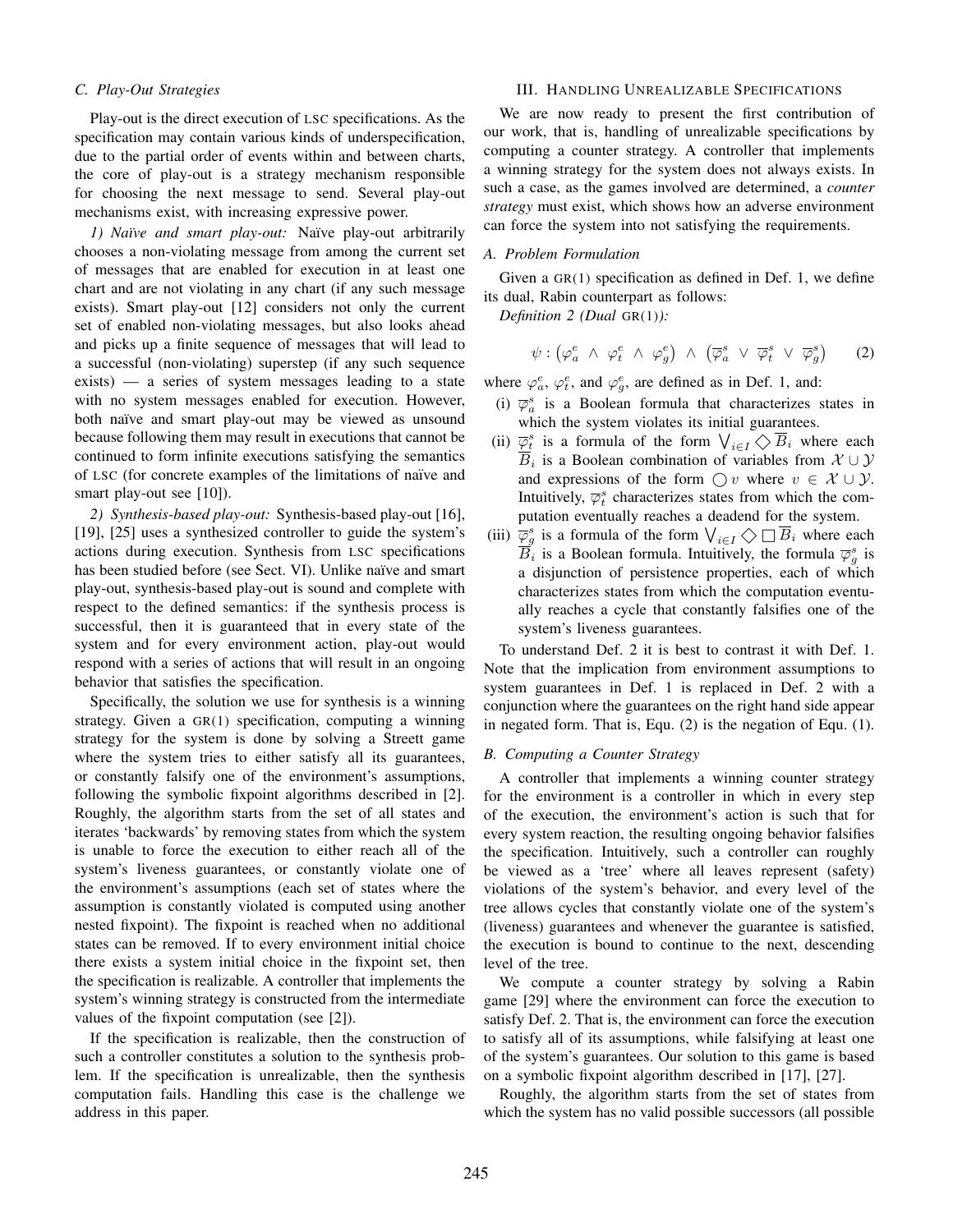### C. Play-Out Strategies

Play-out is the direct execution of LSC specifications. As the specification may contain various kinds of underspecification, due to the partial order of events within and between charts, the core of play-out is a strategy mechanism responsible for choosing the next message to send. Several play-out mechanisms exist, with increasing expressive power.

*1) Naïve and smart play-out:* Naïve play-out arbitrarily chooses a non-violating message from among the current set of messages that are enabled for execution in at least one chart and are not violating in any chart (if any such message exists). Smart play-out [12] considers not only the current set of enabled non-violating messages, but also looks ahead and picks up a finite sequence of messages that will lead to a successful (non-violating) superstep (if any such sequence exists) — a series of system messages leading to a state with no system messages enabled for execution. However, both naïve and smart play-out may be viewed as unsound because following them may result in executions that cannot be continued to form infinite executions satisfying the semantics of LSC (for concrete examples of the limitations of naïve and smart play-out see [10]).

*2) Synthesis-based play-out:* Synthesis-based play-out [16], [19], [25] uses a synthesized controller to guide the system's actions during execution. Synthesis from LSC specifications has been studied before (see Sect. VI). Unlike naïve and smart play-out, synthesis-based play-out is sound and complete with respect to the defined semantics: if the synthesis process is successful, then it is guaranteed that in every state of the system and for every environment action, play-out would respond with a series of actions that will result in an ongoing behavior that satisfies the specification.

Specifically, the solution we use for synthesis is a winning strategy. Given a GR(1) specification, computing a winning strategy for the system is done by solving a Streett game where the system tries to either satisfy all its guarantees, or constantly falsify one of the environment's assumptions, following the symbolic fixpoint algorithms described in [2]. Roughly, the algorithm starts from the set of all states and iterates 'backwards' by removing states from which the system is unable to force the execution to either reach all of the system's liveness guarantees, or constantly violate one of the environment's assumptions (each set of states where the assumption is constantly violated is computed using another nested fixpoint). The fixpoint is reached when no additional states can be removed. If to every environment initial choice there exists a system initial choice in the fixpoint set, then the specification is realizable. A controller that implements the system's winning strategy is constructed from the intermediate values of the fixpoint computation (see [2]).

If the specification is realizable, then the construction of such a controller constitutes a solution to the synthesis problem. If the specification is unrealizable, then the synthesis computation fails. Handling this case is the challenge we address in this paper.

## III. Handling Unrealizable Specifications

We are now ready to present the first contribution of our work, that is, handling of unrealizable specifications by computing a counter strategy. A controller that implements a winning strategy for the system does not always exists. In such a case, as the games involved are determined, a *counter strategy* must exist, which shows how an adverse environment can force the system into not satisfying the requirements.

### A. Problem Formulation

Given a GR(1) specification as defined in Def. 1, we define its dual, Rabin counterpart as follows:

*Definition 2 (Dual* GR(1)*):*

$$\psi : \left(\varphi^e_a \ \wedge \ \varphi^e_t \ \wedge \ \varphi^e_g\right) \ \wedge \ \left(\overline{\varphi}^s_a \ \vee \ \overline{\varphi}^s_t \ \vee \ \overline{\varphi}^s_g\right) \qquad (2)$$

where $\varphi^e_a$, $\varphi^e_t$, and $\varphi^e_g$, are defined as in Def. 1, and:

- (i) $\overline{\varphi}^s_a$ is a Boolean formula that characterizes states in which the system violates its initial guarantees.
- (ii) $\overline{\varphi}^s_t$ is a formula of the form $\bigvee_{i \in I} \Diamond \overline{B}_i$ where each $\overline{B}_i$ is a Boolean combination of variables from $\mathcal{X} \cup \mathcal{Y}$ and expressions of the form $\bigcirc v$ where $v \in \mathcal{X} \cup \mathcal{Y}$. Intuitively, $\overline{\varphi}^s_t$ characterizes states from which the computation eventually reaches a deadend for the system.
- (iii) $\overline{\varphi}^s_g$ is a formula of the form $\bigvee_{i \in I} \Diamond \Box \overline{B}_i$ where each $\overline{B}_i$ is a Boolean formula. Intuitively, the formula $\overline{\varphi}^s_g$ is a disjunction of persistence properties, each of which characterizes states from which the computation eventually reaches a cycle that constantly falsifies one of the system's liveness guarantees.

To understand Def. 2 it is best to contrast it with Def. 1. Note that the implication from environment assumptions to system guarantees in Def. 1 is replaced in Def. 2 with a conjunction where the guarantees on the right hand side appear in negated form. That is, Equ. (2) is the negation of Equ. (1).

### B. Computing a Counter Strategy

A controller that implements a winning counter strategy for the environment is a controller in which in every step of the execution, the environment's action is such that for every system reaction, the resulting ongoing behavior falsifies the specification. Intuitively, such a controller can roughly be viewed as a 'tree' where all leaves represent (safety) violations of the system's behavior, and every level of the tree allows cycles that constantly violate one of the system's (liveness) guarantees and whenever the guarantee is satisfied, the execution is bound to continue to the next, descending level of the tree.

We compute a counter strategy by solving a Rabin game [29] where the environment can force the execution to satisfy Def. 2. That is, the environment can force the execution to satisfy all of its assumptions, while falsifying at least one of the system's guarantees. Our solution to this game is based on a symbolic fixpoint algorithm described in [17], [27].

Roughly, the algorithm starts from the set of states from which the system has no valid possible successors (all possible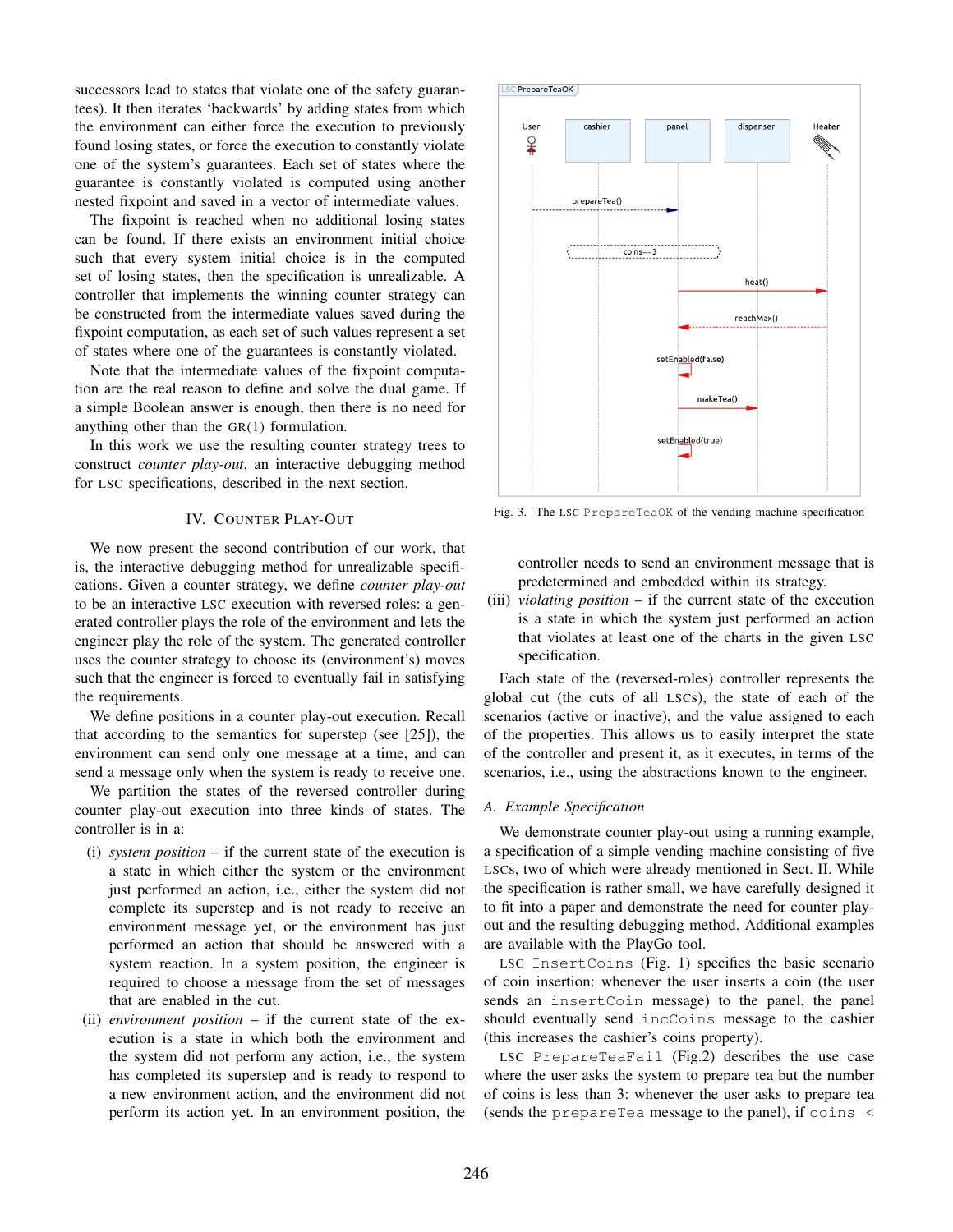successors lead to states that violate one of the safety guarantees). It then iterates 'backwards' by adding states from which the environment can either force the execution to previously found losing states, or force the execution to constantly violate one of the system's guarantees. Each set of states where the guarantee is constantly violated is computed using another nested fixpoint and saved in a vector of intermediate values.

The fixpoint is reached when no additional losing states can be found. If there exists an environment initial choice such that every system initial choice is in the computed set of losing states, then the specification is unrealizable. A controller that implements the winning counter strategy can be constructed from the intermediate values saved during the fixpoint computation, as each set of such values represent a set of states where one of the guarantees is constantly violated.

Note that the intermediate values of the fixpoint computation are the real reason to define and solve the dual game. If a simple Boolean answer is enough, then there is no need for anything other than the GR(1) formulation.

In this work we use the resulting counter strategy trees to construct *counter play-out*, an interactive debugging method for LSC specifications, described in the next section.

## IV. Counter Play-Out

We now present the second contribution of our work, that is, the interactive debugging method for unrealizable specifications. Given a counter strategy, we define *counter play-out* to be an interactive LSC execution with reversed roles: a generated controller plays the role of the environment and lets the engineer play the role of the system. The generated controller uses the counter strategy to choose its (environment's) moves such that the engineer is forced to eventually fail in satisfying the requirements.

We define positions in a counter play-out execution. Recall that according to the semantics for superstep (see [25]), the environment can send only one message at a time, and can send a message only when the system is ready to receive one.

We partition the states of the reversed controller during counter play-out execution into three kinds of states. The controller is in a:

(i) *system position* – if the current state of the execution is a state in which either the system or the environment just performed an action, i.e., either the system did not complete its superstep and is not ready to receive an environment message yet, or the environment has just performed an action that should be answered with a system reaction. In a system position, the engineer is required to choose a message from the set of messages that are enabled in the cut.

(ii) *environment position* – if the current state of the execution is a state in which both the environment and the system did not perform any action, i.e., the system has completed its superstep and is ready to respond to a new environment action, and the environment did not perform its action yet. In an environment position, the controller needs to send an environment message that is predetermined and embedded within its strategy.

(iii) *violating position* – if the current state of the execution is a state in which the system just performed an action that violates at least one of the charts in the given LSC specification.

Each state of the (reversed-roles) controller represents the global cut (the cuts of all LSCs), the state of each of the scenarios (active or inactive), and the value assigned to each of the properties. This allows us to easily interpret the state of the controller and present it, as it executes, in terms of the scenarios, i.e., using the abstractions known to the engineer.

LSC PrepareTeaOK

User | cashier | panel | dispenser | Heater

prepareTea()

coins==3

heat()

reachMax()

setEnabled(false)

makeTea()

setEnabled(true)

Fig. 3. The LSC `PrepareTeaOK` of the vending machine specification

### A. Example Specification

We demonstrate counter play-out using a running example, a specification of a simple vending machine consisting of five LSCs, two of which were already mentioned in Sect. II. While the specification is rather small, we have carefully designed it to fit into a paper and demonstrate the need for counter play-out and the resulting debugging method. Additional examples are available with the PlayGo tool.

LSC `InsertCoins` (Fig. 1) specifies the basic scenario of coin insertion: whenever the user inserts a coin (the user sends an `insertCoin` message) to the panel, the panel should eventually send `incCoins` message to the cashier (this increases the cashier's coins property).

LSC `PrepareTeaFail` (Fig.2) describes the use case where the user asks the system to prepare tea but the number of coins is less than 3: whenever the user asks to prepare tea (sends the `prepareTea` message to the panel), if `coins <`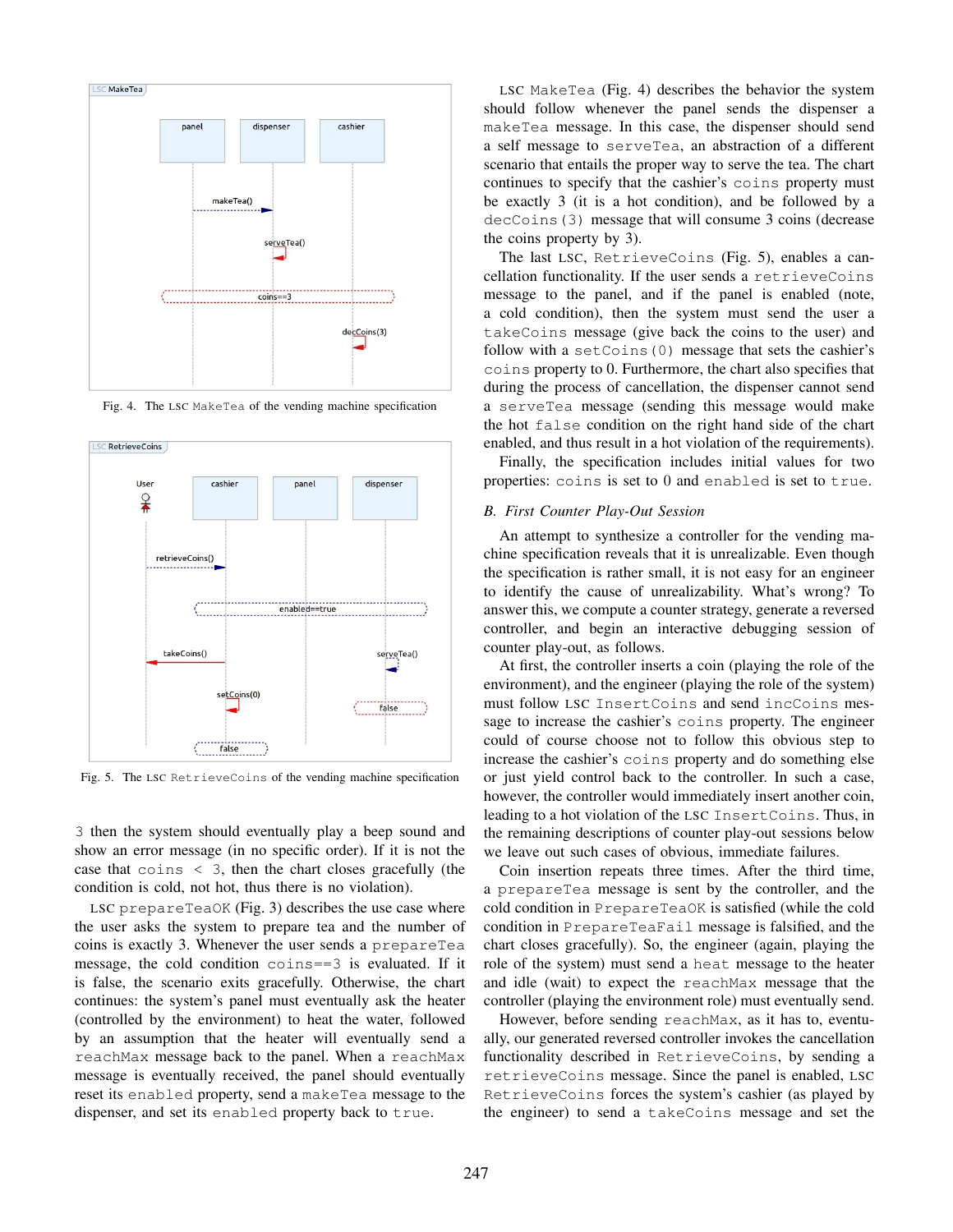LSC MakeTea

panel
dispenser
cashier

makeTea()
serveTea()
coins==3
decCoins(3)

Fig. 4. The LSC MakeTea of the vending machine specification

LSC RetrieveCoins

User
cashier
panel
dispenser

retrieveCoins()
enabled==true
takeCoins()
serveTea()
setCoins(0)
false
false

Fig. 5. The LSC RetrieveCoins of the vending machine specification

3 then the system should eventually play a beep sound and show an error message (in no specific order). If it is not the case that coins < 3, then the chart closes gracefully (the condition is cold, not hot, thus there is no violation).

LSC prepareTeaOK (Fig. 3) describes the use case where the user asks the system to prepare tea and the number of coins is exactly 3. Whenever the user sends a prepareTea message, the cold condition coins==3 is evaluated. If it is false, the scenario exits gracefully. Otherwise, the chart continues: the system's panel must eventually ask the heater (controlled by the environment) to heat the water, followed by an assumption that the heater will eventually send a reachMax message back to the panel. When a reachMax message is eventually received, the panel should eventually reset its enabled property, send a makeTea message to the dispenser, and set its enabled property back to true.

LSC MakeTea (Fig. 4) describes the behavior the system should follow whenever the panel sends the dispenser a makeTea message. In this case, the dispenser should send a self message to serveTea, an abstraction of a different scenario that entails the proper way to serve the tea. The chart continues to specify that the cashier's coins property must be exactly 3 (it is a hot condition), and be followed by a decCoins(3) message that will consume 3 coins (decrease the coins property by 3).

The last LSC, RetrieveCoins (Fig. 5), enables a cancellation functionality. If the user sends a retrieveCoins message to the panel, and if the panel is enabled (note, a cold condition), then the system must send the user a takeCoins message (give back the coins to the user) and follow with a setCoins(0) message that sets the cashier's coins property to 0. Furthermore, the chart also specifies that during the process of cancellation, the dispenser cannot send a serveTea message (sending this message would make the hot false condition on the right hand side of the chart enabled, and thus result in a hot violation of the requirements).

Finally, the specification includes initial values for two properties: coins is set to 0 and enabled is set to true.

### B. First Counter Play-Out Session

An attempt to synthesize a controller for the vending machine specification reveals that it is unrealizable. Even though the specification is rather small, it is not easy for an engineer to identify the cause of unrealizability. What's wrong? To answer this, we compute a counter strategy, generate a reversed controller, and begin an interactive debugging session of counter play-out, as follows.

At first, the controller inserts a coin (playing the role of the environment), and the engineer (playing the role of the system) must follow LSC InsertCoins and send incCoins message to increase the cashier's coins property. The engineer could of course choose not to follow this obvious step to increase the cashier's coins property and do something else or just yield control back to the controller. In such a case, however, the controller would immediately insert another coin, leading to a hot violation of the LSC InsertCoins. Thus, in the remaining descriptions of counter play-out sessions below we leave out such cases of obvious, immediate failures.

Coin insertion repeats three times. After the third time, a prepareTea message is sent by the controller, and the cold condition in PrepareTeaOK is satisfied (while the cold condition in PrepareTeaFail message is falsified, and the chart closes gracefully). So, the engineer (again, playing the role of the system) must send a heat message to the heater and idle (wait) to expect the reachMax message that the controller (playing the environment role) must eventually send.

However, before sending reachMax, as it has to, eventually, our generated reversed controller invokes the cancellation functionality described in RetrieveCoins, by sending a retrieveCoins message. Since the panel is enabled, LSC RetrieveCoins forces the system's cashier (as played by the engineer) to send a takeCoins message and set the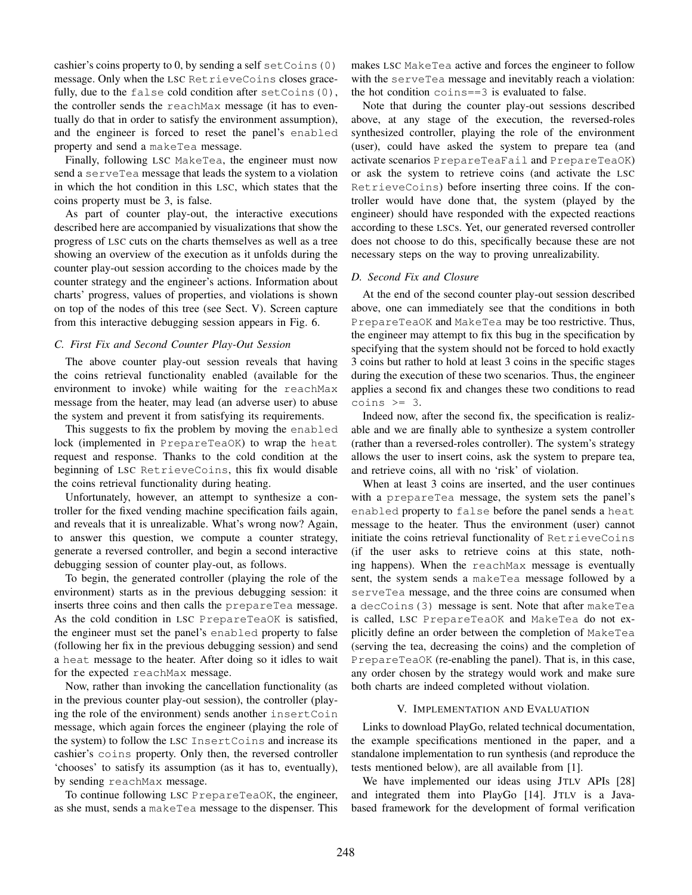cashier's coins property to 0, by sending a self `setCoins(0)` message. Only when the LSC `RetrieveCoins` closes gracefully, due to the `false` cold condition after `setCoins(0)`, the controller sends the `reachMax` message (it has to eventually do that in order to satisfy the environment assumption), and the engineer is forced to reset the panel's `enabled` property and send a `makeTea` message.

Finally, following LSC `MakeTea`, the engineer must now send a `serveTea` message that leads the system to a violation in which the hot condition in this LSC, which states that the coins property must be 3, is false.

As part of counter play-out, the interactive executions described here are accompanied by visualizations that show the progress of LSC cuts on the charts themselves as well as a tree showing an overview of the execution as it unfolds during the counter play-out session according to the choices made by the counter strategy and the engineer's actions. Information about charts' progress, values of properties, and violations is shown on top of the nodes of this tree (see Sect. V). Screen capture from this interactive debugging session appears in Fig. 6.

### C. First Fix and Second Counter Play-Out Session

The above counter play-out session reveals that having the coins retrieval functionality enabled (available for the environment to invoke) while waiting for the `reachMax` message from the heater, may lead (an adverse user) to abuse the system and prevent it from satisfying its requirements.

This suggests to fix the problem by moving the `enabled` lock (implemented in `PrepareTeaOK`) to wrap the `heat` request and response. Thanks to the cold condition at the beginning of LSC `RetrieveCoins`, this fix would disable the coins retrieval functionality during heating.

Unfortunately, however, an attempt to synthesize a controller for the fixed vending machine specification fails again, and reveals that it is unrealizable. What's wrong now? Again, to answer this question, we compute a counter strategy, generate a reversed controller, and begin a second interactive debugging session of counter play-out, as follows.

To begin, the generated controller (playing the role of the environment) starts as in the previous debugging session: it inserts three coins and then calls the `prepareTea` message. As the cold condition in LSC `PrepareTeaOK` is satisfied, the engineer must set the panel's `enabled` property to false (following her fix in the previous debugging session) and send a `heat` message to the heater. After doing so it idles to wait for the expected `reachMax` message.

Now, rather than invoking the cancellation functionality (as in the previous counter play-out session), the controller (playing the role of the environment) sends another `insertCoin` message, which again forces the engineer (playing the role of the system) to follow the LSC `InsertCoins` and increase its cashier's `coins` property. Only then, the reversed controller 'chooses' to satisfy its assumption (as it has to, eventually), by sending `reachMax` message.

To continue following LSC `PrepareTeaOK`, the engineer, as she must, sends a `makeTea` message to the dispenser. This makes LSC `MakeTea` active and forces the engineer to follow with the `serveTea` message and inevitably reach a violation: the hot condition `coins==3` is evaluated to false.

Note that during the counter play-out sessions described above, at any stage of the execution, the reversed-roles synthesized controller, playing the role of the environment (user), could have asked the system to prepare tea (and activate scenarios `PrepareTeaFail` and `PrepareTeaOK`) or ask the system to retrieve coins (and activate the LSC `RetrieveCoins`) before inserting three coins. If the controller would have done that, the system (played by the engineer) should have responded with the expected reactions according to these LSCs. Yet, our generated reversed controller does not choose to do this, specifically because these are not necessary steps on the way to proving unrealizability.

### D. Second Fix and Closure

At the end of the second counter play-out session described above, one can immediately see that the conditions in both `PrepareTeaOK` and `MakeTea` may be too restrictive. Thus, the engineer may attempt to fix this bug in the specification by specifying that the system should not be forced to hold exactly 3 coins but rather to hold at least 3 coins in the specific stages during the execution of these two scenarios. Thus, the engineer applies a second fix and changes these two conditions to read `coins >= 3`.

Indeed now, after the second fix, the specification is realizable and we are finally able to synthesize a system controller (rather than a reversed-roles controller). The system's strategy allows the user to insert coins, ask the system to prepare tea, and retrieve coins, all with no 'risk' of violation.

When at least 3 coins are inserted, and the user continues with a `prepareTea` message, the system sets the panel's `enabled` property to `false` before the panel sends a `heat` message to the heater. Thus the environment (user) cannot initiate the coins retrieval functionality of `RetrieveCoins` (if the user asks to retrieve coins at this state, nothing happens). When the `reachMax` message is eventually sent, the system sends a `makeTea` message followed by a `serveTea` message, and the three coins are consumed when a `decCoins(3)` message is sent. Note that after `makeTea` is called, LSC `PrepareTeaOK` and `MakeTea` do not explicitly define an order between the completion of `MakeTea` (serving the tea, decreasing the coins) and the completion of `PrepareTeaOK` (re-enabling the panel). That is, in this case, any order chosen by the strategy would work and make sure both charts are indeed completed without violation.

## V. Implementation and Evaluation

Links to download PlayGo, related technical documentation, the example specifications mentioned in the paper, and a standalone implementation to run synthesis (and reproduce the tests mentioned below), are all available from [1].

We have implemented our ideas using JTLV APIs [28] and integrated them into PlayGo [14]. JTLV is a Java-based framework for the development of formal verification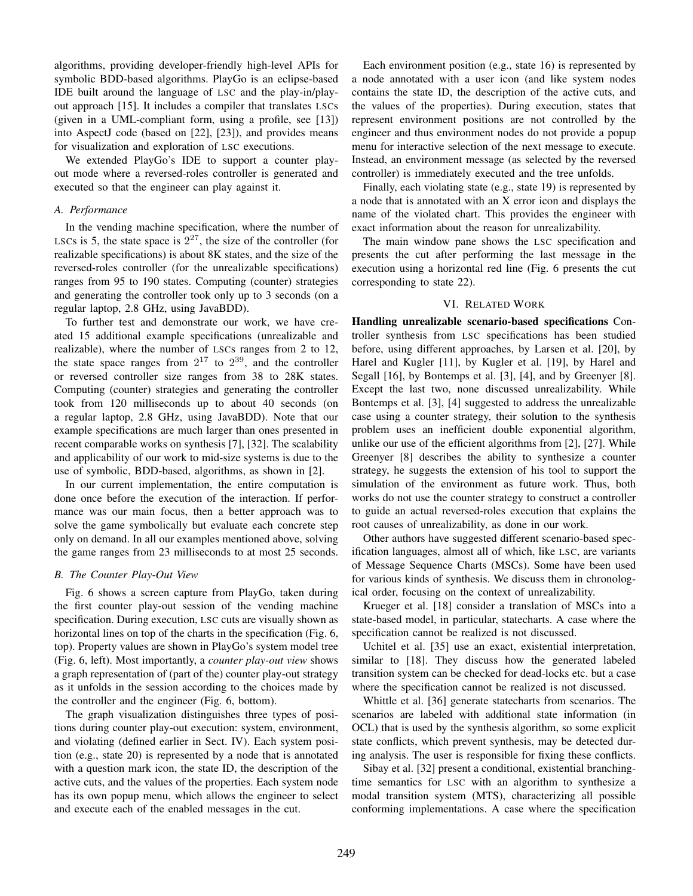algorithms, providing developer-friendly high-level APIs for symbolic BDD-based algorithms. PlayGo is an eclipse-based IDE built around the language of LSC and the play-in/play-out approach [15]. It includes a compiler that translates LSCs (given in a UML-compliant form, using a profile, see [13]) into AspectJ code (based on [22], [23]), and provides means for visualization and exploration of LSC executions.

We extended PlayGo's IDE to support a counter play-out mode where a reversed-roles controller is generated and executed so that the engineer can play against it.

### A. Performance

In the vending machine specification, where the number of LSCs is 5, the state space is $2^{27}$, the size of the controller (for realizable specifications) is about 8K states, and the size of the reversed-roles controller (for the unrealizable specifications) ranges from 95 to 190 states. Computing (counter) strategies and generating the controller took only up to 3 seconds (on a regular laptop, 2.8 GHz, using JavaBDD).

To further test and demonstrate our work, we have created 15 additional example specifications (unrealizable and realizable), where the number of LSCs ranges from 2 to 12, the state space ranges from $2^{17}$ to $2^{39}$, and the controller or reversed controller size ranges from 38 to 28K states. Computing (counter) strategies and generating the controller took from 120 milliseconds up to about 40 seconds (on a regular laptop, 2.8 GHz, using JavaBDD). Note that our example specifications are much larger than ones presented in recent comparable works on synthesis [7], [32]. The scalability and applicability of our work to mid-size systems is due to the use of symbolic, BDD-based, algorithms, as shown in [2].

In our current implementation, the entire computation is done once before the execution of the interaction. If performance was our main focus, then a better approach was to solve the game symbolically but evaluate each concrete step only on demand. In all our examples mentioned above, solving the game ranges from 23 milliseconds to at most 25 seconds.

### B. The Counter Play-Out View

Fig. 6 shows a screen capture from PlayGo, taken during the first counter play-out session of the vending machine specification. During execution, LSC cuts are visually shown as horizontal lines on top of the charts in the specification (Fig. 6, top). Property values are shown in PlayGo's system model tree (Fig. 6, left). Most importantly, a *counter play-out view* shows a graph representation of (part of the) counter play-out strategy as it unfolds in the session according to the choices made by the controller and the engineer (Fig. 6, bottom).

The graph visualization distinguishes three types of positions during counter play-out execution: system, environment, and violating (defined earlier in Sect. IV). Each system position (e.g., state 20) is represented by a node that is annotated with a question mark icon, the state ID, the description of the active cuts, and the values of the properties. Each system node has its own popup menu, which allows the engineer to select and execute each of the enabled messages in the cut.

Each environment position (e.g., state 16) is represented by a node annotated with a user icon (and like system nodes contains the state ID, the description of the active cuts, and the values of the properties). During execution, states that represent environment positions are not controlled by the engineer and thus environment nodes do not provide a popup menu for interactive selection of the next message to execute. Instead, an environment message (as selected by the reversed controller) is immediately executed and the tree unfolds.

Finally, each violating state (e.g., state 19) is represented by a node that is annotated with an X error icon and displays the name of the violated chart. This provides the engineer with exact information about the reason for unrealizability.

The main window pane shows the LSC specification and presents the cut after performing the last message in the execution using a horizontal red line (Fig. 6 presents the cut corresponding to state 22).

## VI. Related Work

**Handling unrealizable scenario-based specifications** Controller synthesis from LSC specifications has been studied before, using different approaches, by Larsen et al. [20], by Harel and Kugler [11], by Kugler et al. [19], by Harel and Segall [16], by Bontemps et al. [3], [4], and by Greenyer [8]. Except the last two, none discussed unrealizability. While Bontemps et al. [3], [4] suggested to address the unrealizable case using a counter strategy, their solution to the synthesis problem uses an inefficient double exponential algorithm, unlike our use of the efficient algorithms from [2], [27]. While Greenyer [8] describes the ability to synthesize a counter strategy, he suggests the extension of his tool to support the simulation of the environment as future work. Thus, both works do not use the counter strategy to construct a controller to guide an actual reversed-roles execution that explains the root causes of unrealizability, as done in our work.

Other authors have suggested different scenario-based specification languages, almost all of which, like LSC, are variants of Message Sequence Charts (MSCs). Some have been used for various kinds of synthesis. We discuss them in chronological order, focusing on the context of unrealizability.

Krueger et al. [18] consider a translation of MSCs into a state-based model, in particular, statecharts. A case where the specification cannot be realized is not discussed.

Uchitel et al. [35] use an exact, existential interpretation, similar to [18]. They discuss how the generated labeled transition system can be checked for dead-locks etc. but a case where the specification cannot be realized is not discussed.

Whittle et al. [36] generate statecharts from scenarios. The scenarios are labeled with additional state information (in OCL) that is used by the synthesis algorithm, so some explicit state conflicts, which prevent synthesis, may be detected during analysis. The user is responsible for fixing these conflicts.

Sibay et al. [32] present a conditional, existential branching-time semantics for LSC with an algorithm to synthesize a modal transition system (MTS), characterizing all possible conforming implementations. A case where the specification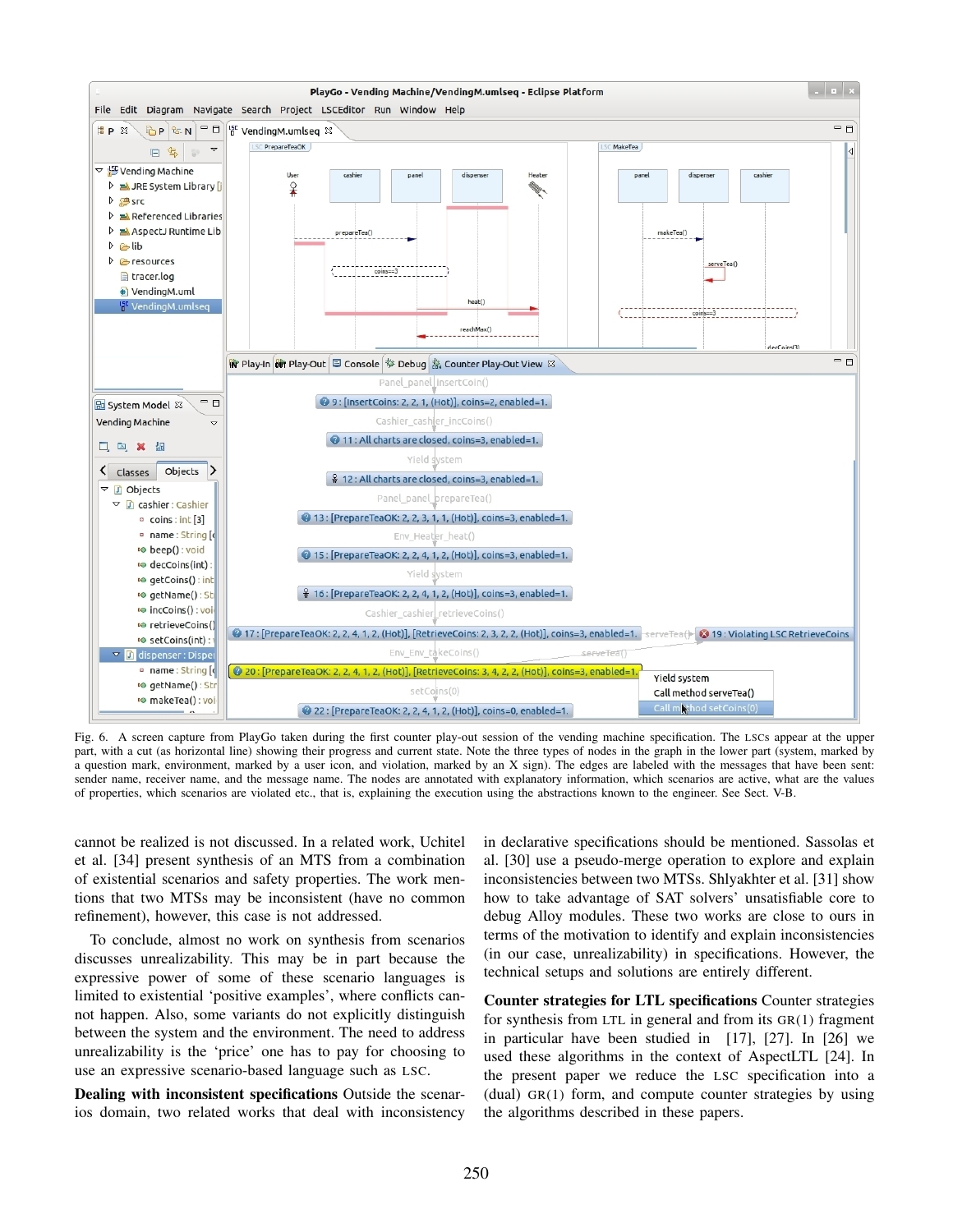Fig. 6. A screen capture from PlayGo taken during the first counter play-out session of the vending machine specification. The LSCs appear at the upper part, with a cut (as horizontal line) showing their progress and current state. Note the three types of nodes in the graph in the lower part (system, marked by a question mark, environment, marked by a user icon, and violation, marked by an X sign). The edges are labeled with the messages that have been sent: sender name, receiver name, and the message name. The nodes are annotated with explanatory information, which scenarios are active, what are the values of properties, which scenarios are violated etc., that is, explaining the execution using the abstractions known to the engineer. See Sect. V-B.

cannot be realized is not discussed. In a related work, Uchitel et al. [34] present synthesis of an MTS from a combination of existential scenarios and safety properties. The work mentions that two MTSs may be inconsistent (have no common refinement), however, this case is not addressed.

To conclude, almost no work on synthesis from scenarios discusses unrealizability. This may be in part because the expressive power of some of these scenario languages is limited to existential 'positive examples', where conflicts cannot happen. Also, some variants do not explicitly distinguish between the system and the environment. The need to address unrealizability is the 'price' one has to pay for choosing to use an expressive scenario-based language such as LSC.

**Dealing with inconsistent specifications** Outside the scenarios domain, two related works that deal with inconsistency in declarative specifications should be mentioned. Sassolas et al. [30] use a pseudo-merge operation to explore and explain inconsistencies between two MTSs. Shlyakhter et al. [31] show how to take advantage of SAT solvers' unsatisfiable core to debug Alloy modules. These two works are close to ours in terms of the motivation to identify and explain inconsistencies (in our case, unrealizability) in specifications. However, the technical setups and solutions are entirely different.

**Counter strategies for LTL specifications** Counter strategies for synthesis from LTL in general and from its GR(1) fragment in particular have been studied in [17], [27]. In [26] we used these algorithms in the context of AspectLTL [24]. In the present paper we reduce the LSC specification into a (dual) GR(1) form, and compute counter strategies by using the algorithms described in these papers.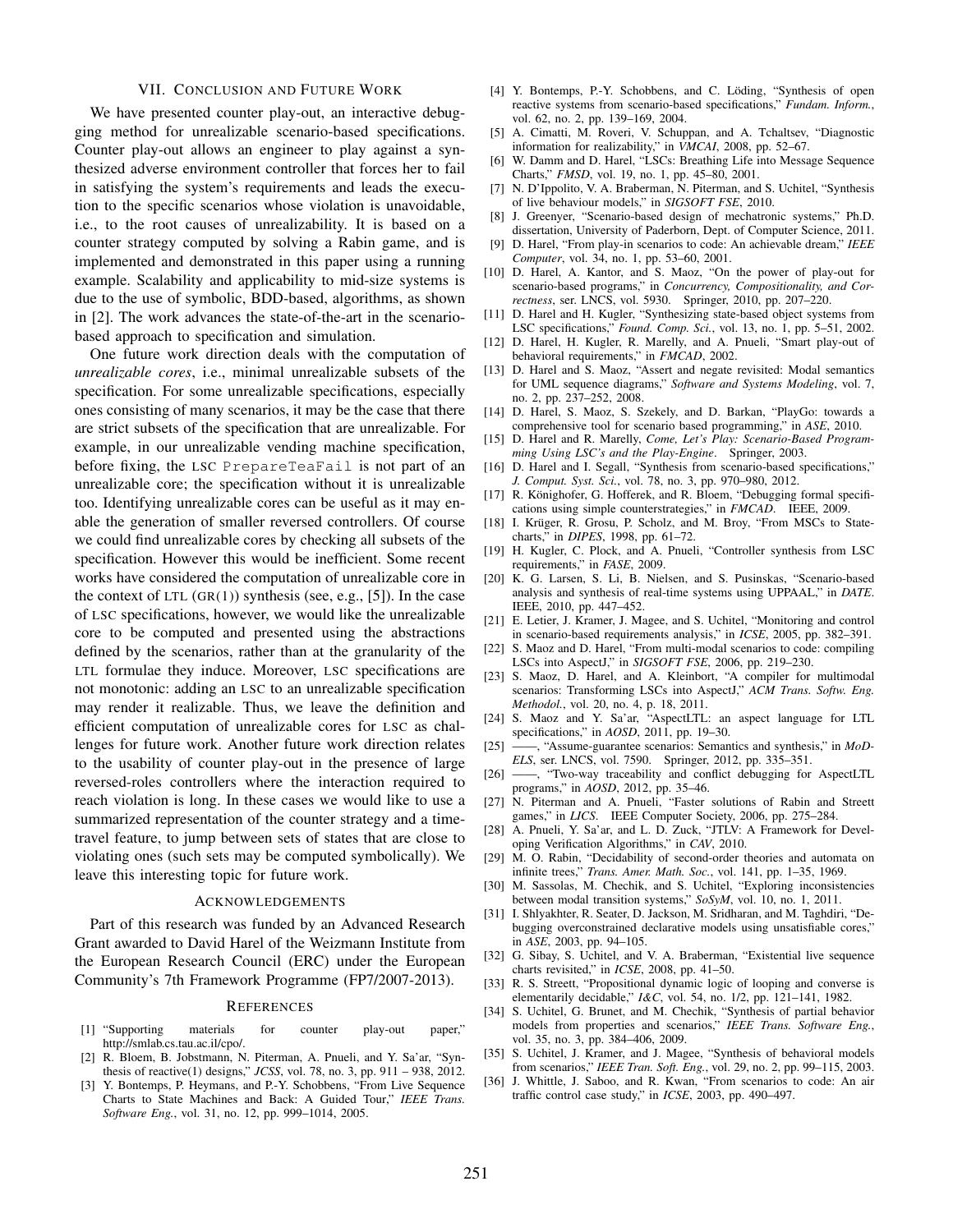## VII. Conclusion and Future Work

We have presented counter play-out, an interactive debugging method for unrealizable scenario-based specifications. Counter play-out allows an engineer to play against a synthesized adverse environment controller that forces her to fail in satisfying the system's requirements and leads the execution to the specific scenarios whose violation is unavoidable, i.e., to the root causes of unrealizability. It is based on a counter strategy computed by solving a Rabin game, and is implemented and demonstrated in this paper using a running example. Scalability and applicability to mid-size systems is due to the use of symbolic, BDD-based, algorithms, as shown in [2]. The work advances the state-of-the-art in the scenario-based approach to specification and simulation.

One future work direction deals with the computation of *unrealizable cores*, i.e., minimal unrealizable subsets of the specification. For some unrealizable specifications, especially ones consisting of many scenarios, it may be the case that there are strict subsets of the specification that are unrealizable. For example, in our unrealizable vending machine specification, before fixing, the LSC `PrepareTeaFail` is not part of an unrealizable core; the specification without it is unrealizable too. Identifying unrealizable cores can be useful as it may enable the generation of smaller reversed controllers. Of course we could find unrealizable cores by checking all subsets of the specification. However this would be inefficient. Some recent works have considered the computation of unrealizable core in the context of LTL (GR(1)) synthesis (see, e.g., [5]). In the case of LSC specifications, however, we would like the unrealizable core to be computed and presented using the abstractions defined by the scenarios, rather than at the granularity of the LTL formulae they induce. Moreover, LSC specifications are not monotonic: adding an LSC to an unrealizable specification may render it realizable. Thus, we leave the definition and efficient computation of unrealizable cores for LSC as challenges for future work. Another future work direction relates to the usability of counter play-out in the presence of large reversed-roles controllers where the interaction required to reach violation is long. In these cases we would like to use a summarized representation of the counter strategy and a time-travel feature, to jump between sets of states that are close to violating ones (such sets may be computed symbolically). We leave this interesting topic for future work.

## Acknowledgements

Part of this research was funded by an Advanced Research Grant awarded to David Harel of the Weizmann Institute from the European Research Council (ERC) under the European Community's 7th Framework Programme (FP7/2007-2013).

## References

[1] "Supporting materials for counter play-out paper," http://smlab.cs.tau.ac.il/cpo/.

[2] R. Bloem, B. Jobstmann, N. Piterman, A. Pnueli, and Y. Sa'ar, "Synthesis of reactive(1) designs," *JCSS*, vol. 78, no. 3, pp. 911 – 938, 2012.

[3] Y. Bontemps, P. Heymans, and P.-Y. Schobbens, "From Live Sequence Charts to State Machines and Back: A Guided Tour," *IEEE Trans. Software Eng.*, vol. 31, no. 12, pp. 999–1014, 2005.

[4] Y. Bontemps, P.-Y. Schobbens, and C. Löding, "Synthesis of open reactive systems from scenario-based specifications," *Fundam. Inform.*, vol. 62, no. 2, pp. 139–169, 2004.

[5] A. Cimatti, M. Roveri, V. Schuppan, and A. Tchaltsev, "Diagnostic information for realizability," in *VMCAI*, 2008, pp. 52–67.

[6] W. Damm and D. Harel, "LSCs: Breathing Life into Message Sequence Charts," *FMSD*, vol. 19, no. 1, pp. 45–80, 2001.

[7] N. D'Ippolito, V. A. Braberman, N. Piterman, and S. Uchitel, "Synthesis of live behaviour models," in *SIGSOFT FSE*, 2010.

[8] J. Greenyer, "Scenario-based design of mechatronic systems," Ph.D. dissertation, University of Paderborn, Dept. of Computer Science, 2011.

[9] D. Harel, "From play-in scenarios to code: An achievable dream," *IEEE Computer*, vol. 34, no. 1, pp. 53–60, 2001.

[10] D. Harel, A. Kantor, and S. Maoz, "On the power of play-out for scenario-based programs," in *Concurrency, Compositionality, and Correctness*, ser. LNCS, vol. 5930. Springer, 2010, pp. 207–220.

[11] D. Harel and H. Kugler, "Synthesizing state-based object systems from LSC specifications," *Found. Comp. Sci.*, vol. 13, no. 1, pp. 5–51, 2002.

[12] D. Harel, H. Kugler, R. Marelly, and A. Pnueli, "Smart play-out of behavioral requirements," in *FMCAD*, 2002.

[13] D. Harel and S. Maoz, "Assert and negate revisited: Modal semantics for UML sequence diagrams," *Software and Systems Modeling*, vol. 7, no. 2, pp. 237–252, 2008.

[14] D. Harel, S. Maoz, S. Szekely, and D. Barkan, "PlayGo: towards a comprehensive tool for scenario based programming," in *ASE*, 2010.

[15] D. Harel and R. Marelly, *Come, Let's Play: Scenario-Based Programming Using LSC's and the Play-Engine*. Springer, 2003.

[16] D. Harel and I. Segall, "Synthesis from scenario-based specifications," *J. Comput. Syst. Sci.*, vol. 78, no. 3, pp. 970–980, 2012.

[17] R. Könighofer, G. Hofferek, and R. Bloem, "Debugging formal specifications using simple counterstrategies," in *FMCAD*. IEEE, 2009.

[18] I. Krüger, R. Grosu, P. Scholz, and M. Broy, "From MSCs to Statecharts," in *DIPES*, 1998, pp. 61–72.

[19] H. Kugler, C. Plock, and A. Pnueli, "Controller synthesis from LSC requirements," in *FASE*, 2009.

[20] K. G. Larsen, S. Li, B. Nielsen, and S. Pusinskas, "Scenario-based analysis and synthesis of real-time systems using UPPAAL," in *DATE*. IEEE, 2010, pp. 447–452.

[21] E. Letier, J. Kramer, J. Magee, and S. Uchitel, "Monitoring and control in scenario-based requirements analysis," in *ICSE*, 2005, pp. 382–391.

[22] S. Maoz and D. Harel, "From multi-modal scenarios to code: compiling LSCs into AspectJ," in *SIGSOFT FSE*, 2006, pp. 219–230.

[23] S. Maoz, D. Harel, and A. Kleinbort, "A compiler for multimodal scenarios: Transforming LSCs into AspectJ," *ACM Trans. Softw. Eng. Methodol.*, vol. 20, no. 4, p. 18, 2011.

[24] S. Maoz and Y. Sa'ar, "AspectLTL: an aspect language for LTL specifications," in *AOSD*, 2011, pp. 19–30.

[25] ——, "Assume-guarantee scenarios: Semantics and synthesis," in *MoDELS*, ser. LNCS, vol. 7590. Springer, 2012, pp. 335–351.

[26] ——, "Two-way traceability and conflict debugging for AspectLTL programs," in *AOSD*, 2012, pp. 35–46.

[27] N. Piterman and A. Pnueli, "Faster solutions of Rabin and Streett games," in *LICS*. IEEE Computer Society, 2006, pp. 275–284.

[28] A. Pnueli, Y. Sa'ar, and L. D. Zuck, "JTLV: A Framework for Developing Verification Algorithms," in *CAV*, 2010.

[29] M. O. Rabin, "Decidability of second-order theories and automata on infinite trees," *Trans. Amer. Math. Soc.*, vol. 141, pp. 1–35, 1969.

[30] M. Sassolas, M. Chechik, and S. Uchitel, "Exploring inconsistencies between modal transition systems," *SoSyM*, vol. 10, no. 1, 2011.

[31] I. Shlyakhter, R. Seater, D. Jackson, M. Sridharan, and M. Taghdiri, "Debugging overconstrained declarative models using unsatisfiable cores," in *ASE*, 2003, pp. 94–105.

[32] G. Sibay, S. Uchitel, and V. A. Braberman, "Existential live sequence charts revisited," in *ICSE*, 2008, pp. 41–50.

[33] R. S. Streett, "Propositional dynamic logic of looping and converse is elementarily decidable," *I&C*, vol. 54, no. 1/2, pp. 121–141, 1982.

[34] S. Uchitel, G. Brunet, and M. Chechik, "Synthesis of partial behavior models from properties and scenarios," *IEEE Trans. Software Eng.*, vol. 35, no. 3, pp. 384–406, 2009.

[35] S. Uchitel, J. Kramer, and J. Magee, "Synthesis of behavioral models from scenarios," *IEEE Tran. Soft. Eng.*, vol. 29, no. 2, pp. 99–115, 2003.

[36] J. Whittle, J. Saboo, and R. Kwan, "From scenarios to code: An air traffic control case study," in *ICSE*, 2003, pp. 490–497.